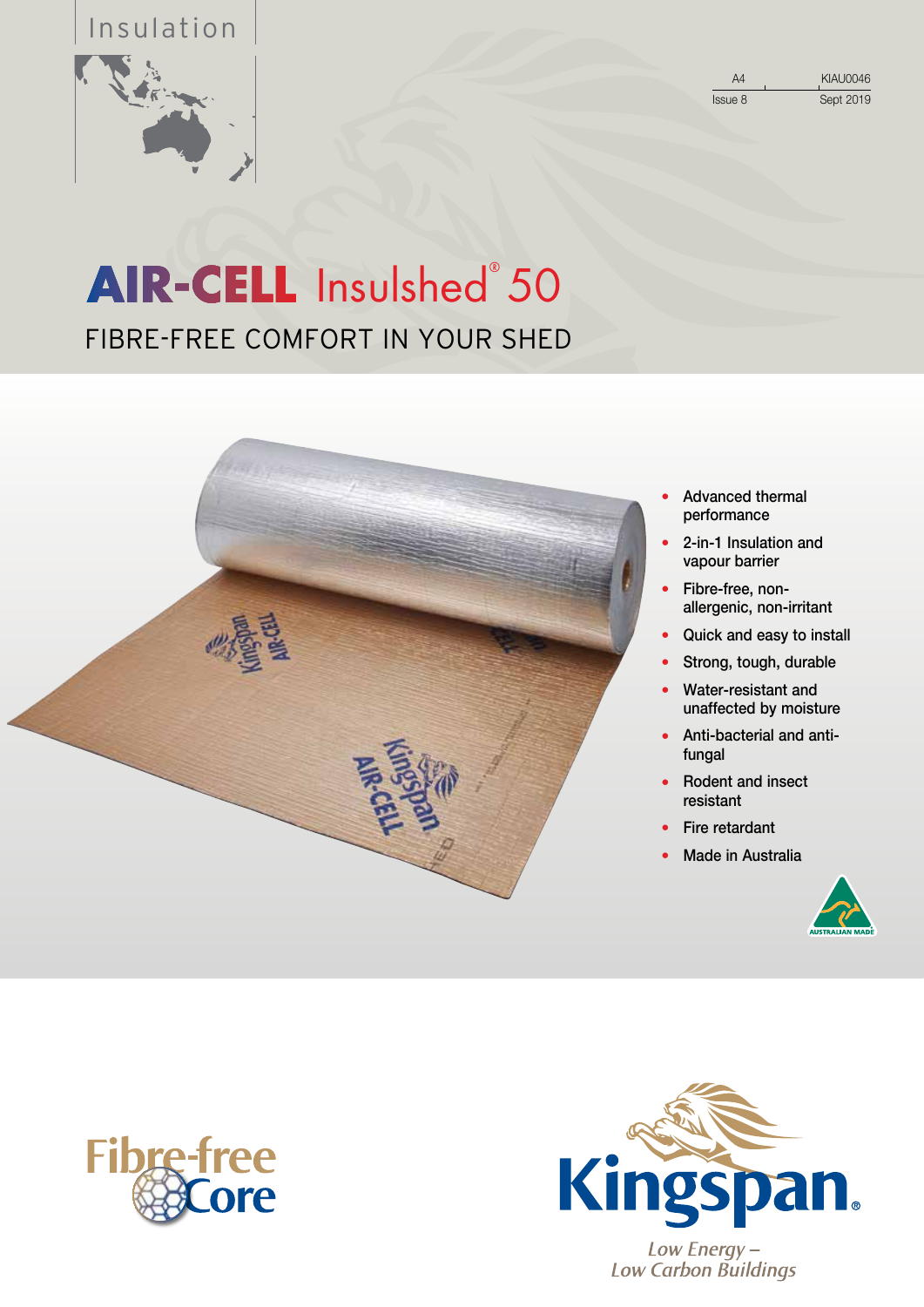Insulation

| A4 | KIAU0046 |
| --- | --- |
| Issue 8 | Sept 2019 |

# AIR-CELL Insulshed® 50

## FIBRE-FREE COMFORT IN YOUR SHED

- Advanced thermal performance
- 2-in-1 Insulation and vapour barrier
- Fibre-free, non-allergenic, non-irritant
- Quick and easy to install
- Strong, tough, durable
- Water-resistant and unaffected by moisture
- Anti-bacterial and anti-fungal
- Rodent and insect resistant
- Fire retardant
- Made in Australia

AUSTRALIAN MADE

Fibre-free Core

Kingspan®

*Low Energy – Low Carbon Buildings*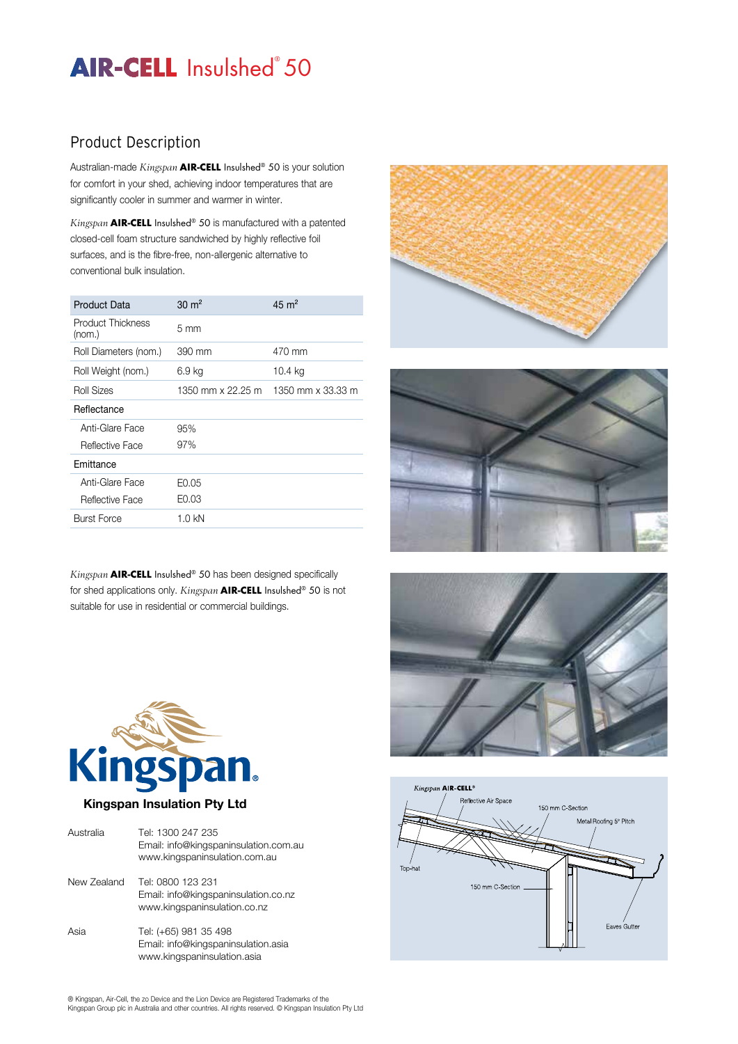# AIR-CELL Insulshed® 50

## Product Description

Australian-made *Kingspan* **AIR-CELL** Insulshed® 50 is your solution for comfort in your shed, achieving indoor temperatures that are significantly cooler in summer and warmer in winter.

*Kingspan* **AIR-CELL** Insulshed® 50 is manufactured with a patented closed-cell foam structure sandwiched by highly reflective foil surfaces, and is the fibre-free, non-allergenic alternative to conventional bulk insulation.

| Product Data | 30 m² | 45 m² |
|---|---|---|
| Product Thickness (nom.) | 5 mm | |
| Roll Diameters (nom.) | 390 mm | 470 mm |
| Roll Weight (nom.) | 6.9 kg | 10.4 kg |
| Roll Sizes | 1350 mm x 22.25 m | 1350 mm x 33.33 m |
| Reflectance | | |
| Anti-Glare Face | 95% | |
| Reflective Face | 97% | |
| Emittance | | |
| Anti-Glare Face | E0.05 | |
| Reflective Face | E0.03 | |
| Burst Force | 1.0 kN | |

*Kingspan* **AIR-CELL** Insulshed® 50 has been designed specifically for shed applications only. *Kingspan* **AIR-CELL** Insulshed® 50 is not suitable for use in residential or commercial buildings.

Kingspan AIR-CELL®
Reflective Air Space
150 mm C-Section
Metal Roofing 5° Pitch
Top-hat
150 mm C-Section
Eaves Gutter

**Kingspan Insulation Pty Ltd**

| | |
|---|---|
| Australia | Tel: 1300 247 235<br>Email: info@kingspaninsulation.com.au<br>www.kingspaninsulation.com.au |
| New Zealand | Tel: 0800 123 231<br>Email: info@kingspaninsulation.co.nz<br>www.kingspaninsulation.co.nz |
| Asia | Tel: (+65) 981 35 498<br>Email: info@kingspaninsulation.asia<br>www.kingspaninsulation.asia |

® Kingspan, Air-Cell, the zo Device and the Lion Device are Registered Trademarks of the Kingspan Group plc in Australia and other countries. All rights reserved. © Kingspan Insulation Pty Ltd